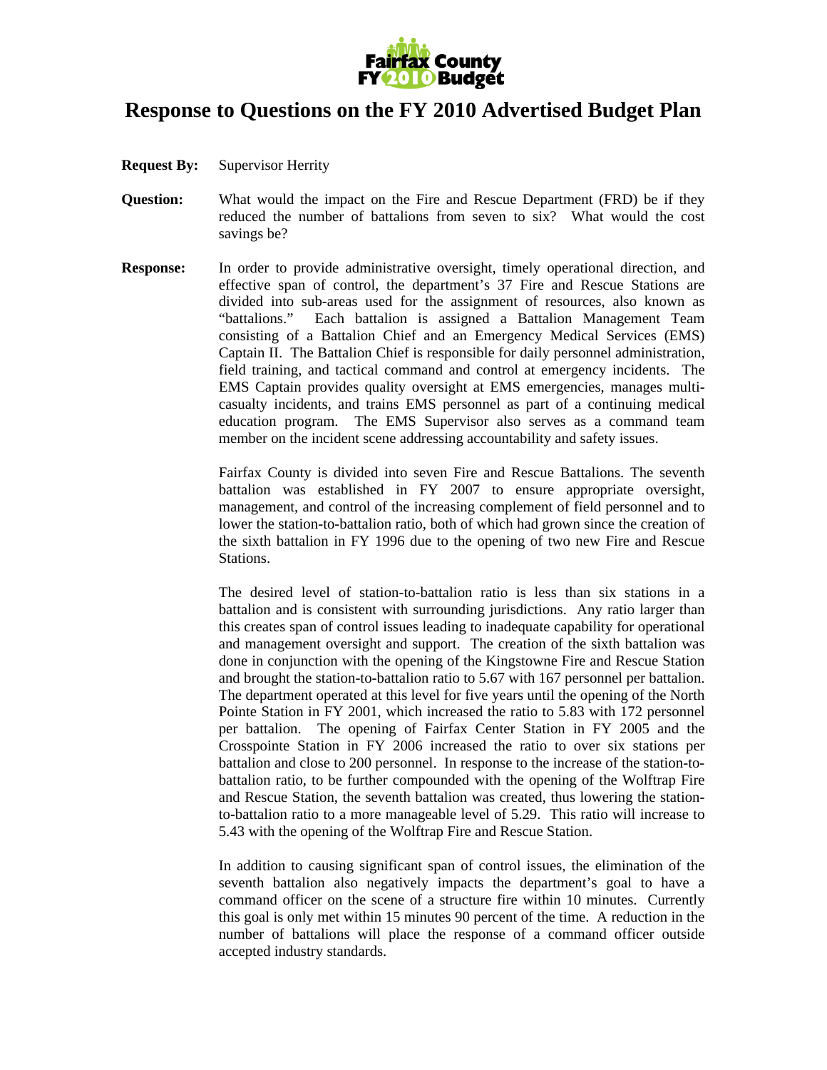Fairfax County FY 2010 Budget

# Response to Questions on the FY 2010 Advertised Budget Plan

**Request By:** Supervisor Herrity

**Question:** What would the impact on the Fire and Rescue Department (FRD) be if they reduced the number of battalions from seven to six? What would the cost savings be?

**Response:** In order to provide administrative oversight, timely operational direction, and effective span of control, the department's 37 Fire and Rescue Stations are divided into sub-areas used for the assignment of resources, also known as "battalions." Each battalion is assigned a Battalion Management Team consisting of a Battalion Chief and an Emergency Medical Services (EMS) Captain II. The Battalion Chief is responsible for daily personnel administration, field training, and tactical command and control at emergency incidents. The EMS Captain provides quality oversight at EMS emergencies, manages multi-casualty incidents, and trains EMS personnel as part of a continuing medical education program. The EMS Supervisor also serves as a command team member on the incident scene addressing accountability and safety issues.

Fairfax County is divided into seven Fire and Rescue Battalions. The seventh battalion was established in FY 2007 to ensure appropriate oversight, management, and control of the increasing complement of field personnel and to lower the station-to-battalion ratio, both of which had grown since the creation of the sixth battalion in FY 1996 due to the opening of two new Fire and Rescue Stations.

The desired level of station-to-battalion ratio is less than six stations in a battalion and is consistent with surrounding jurisdictions. Any ratio larger than this creates span of control issues leading to inadequate capability for operational and management oversight and support. The creation of the sixth battalion was done in conjunction with the opening of the Kingstowne Fire and Rescue Station and brought the station-to-battalion ratio to 5.67 with 167 personnel per battalion. The department operated at this level for five years until the opening of the North Pointe Station in FY 2001, which increased the ratio to 5.83 with 172 personnel per battalion. The opening of Fairfax Center Station in FY 2005 and the Crosspointe Station in FY 2006 increased the ratio to over six stations per battalion and close to 200 personnel. In response to the increase of the station-to-battalion ratio, to be further compounded with the opening of the Wolftrap Fire and Rescue Station, the seventh battalion was created, thus lowering the station-to-battalion ratio to a more manageable level of 5.29. This ratio will increase to 5.43 with the opening of the Wolftrap Fire and Rescue Station.

In addition to causing significant span of control issues, the elimination of the seventh battalion also negatively impacts the department's goal to have a command officer on the scene of a structure fire within 10 minutes. Currently this goal is only met within 15 minutes 90 percent of the time. A reduction in the number of battalions will place the response of a command officer outside accepted industry standards.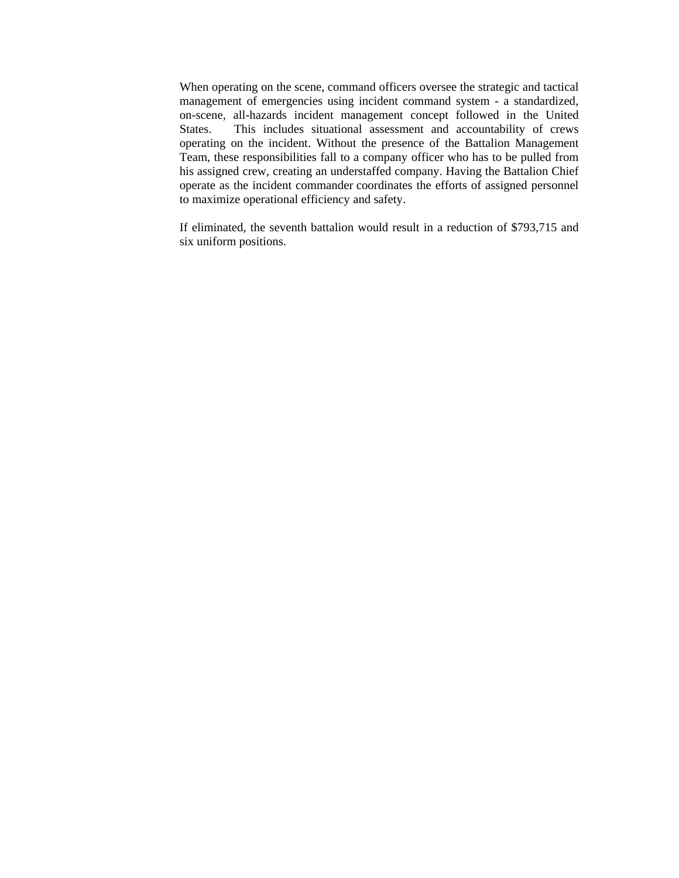When operating on the scene, command officers oversee the strategic and tactical management of emergencies using incident command system - a standardized, on-scene, all-hazards incident management concept followed in the United States. This includes situational assessment and accountability of crews operating on the incident. Without the presence of the Battalion Management Team, these responsibilities fall to a company officer who has to be pulled from his assigned crew, creating an understaffed company. Having the Battalion Chief operate as the incident commander coordinates the efforts of assigned personnel to maximize operational efficiency and safety.

If eliminated, the seventh battalion would result in a reduction of $793,715 and six uniform positions.